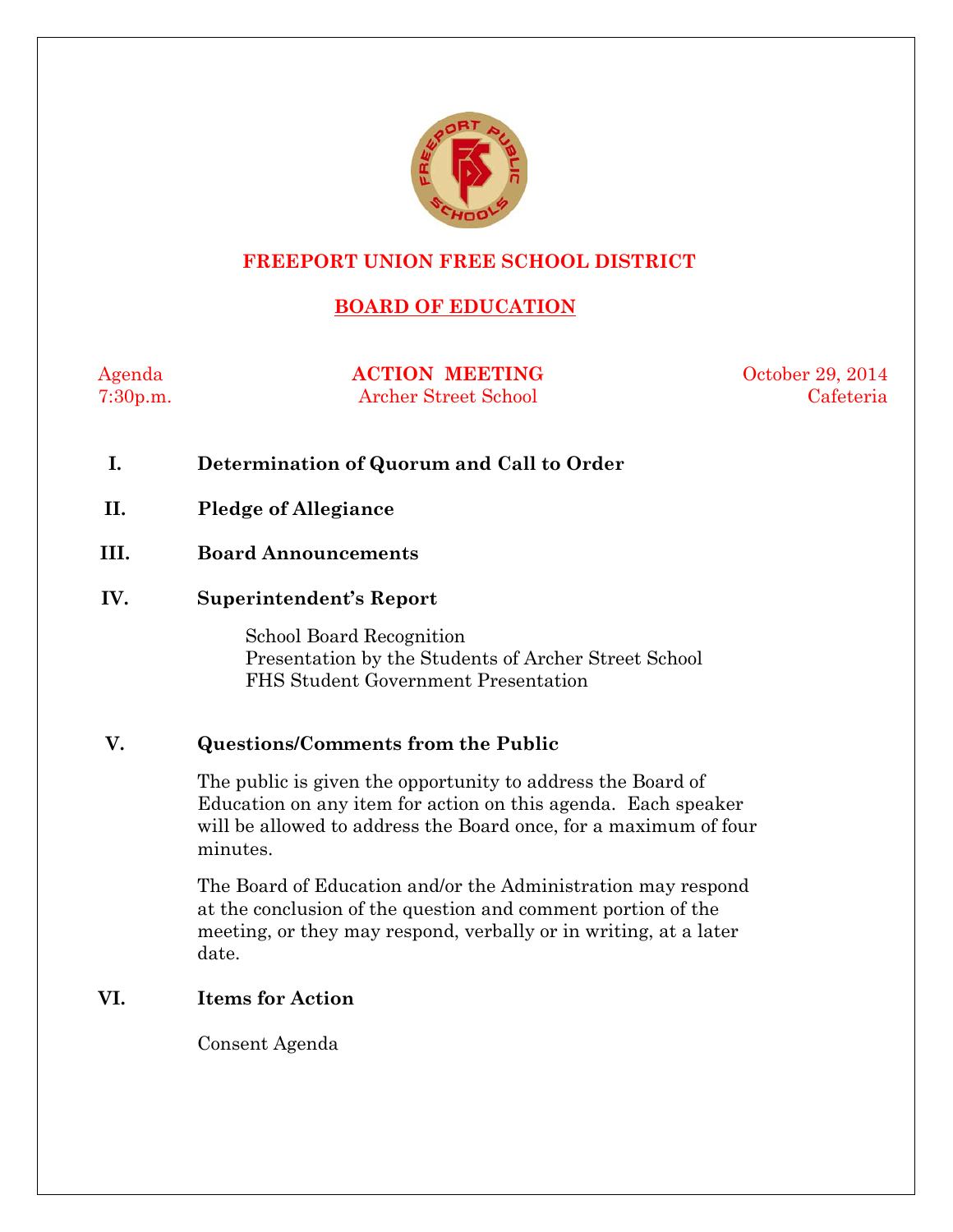# FREEPORT UNION FREE SCHOOL DISTRICT

## BOARD OF EDUCATION

Agenda — **ACTION MEETING** — October 29, 2014

7:30p.m. — Archer Street School — Cafeteria

**I. Determination of Quorum and Call to Order**

**II. Pledge of Allegiance**

**III. Board Announcements**

**IV. Superintendent's Report**

School Board Recognition
Presentation by the Students of Archer Street School
FHS Student Government Presentation

**V. Questions/Comments from the Public**

The public is given the opportunity to address the Board of Education on any item for action on this agenda. Each speaker will be allowed to address the Board once, for a maximum of four minutes.

The Board of Education and/or the Administration may respond at the conclusion of the question and comment portion of the meeting, or they may respond, verbally or in writing, at a later date.

**VI. Items for Action**

Consent Agenda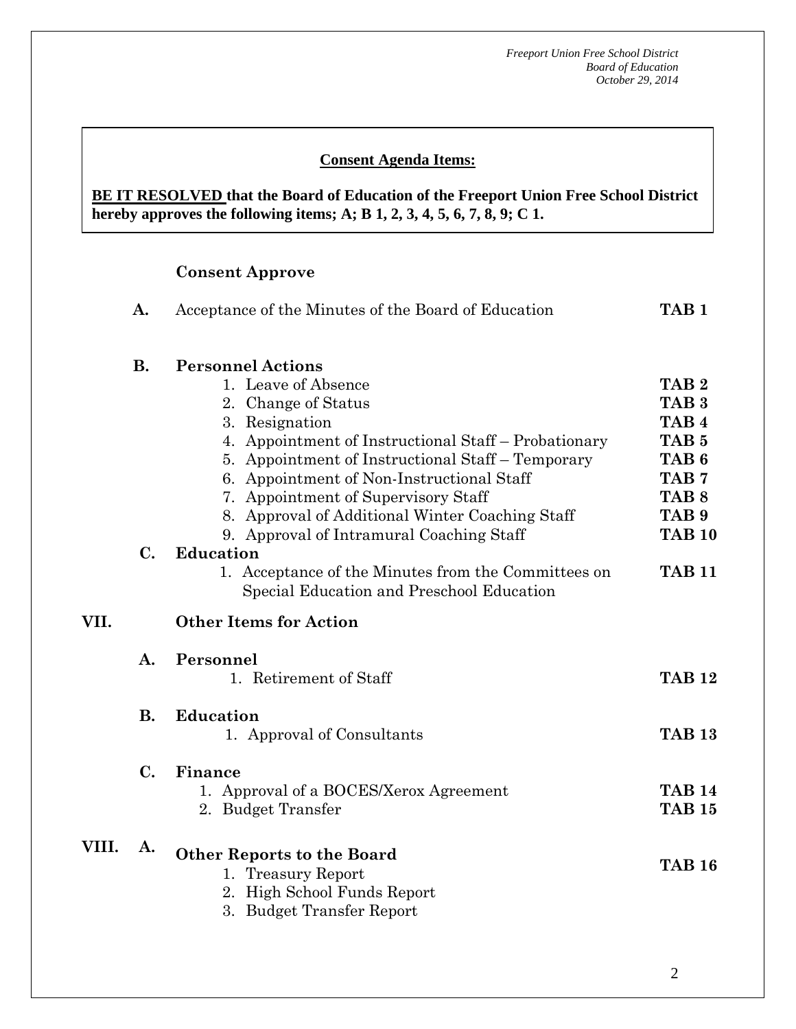**Consent Agenda Items:**

**BE IT RESOLVED that the Board of Education of the Freeport Union Free School District hereby approves the following items; A; B 1, 2, 3, 4, 5, 6, 7, 8, 9; C 1.**

**Consent Approve**

**A.** Acceptance of the Minutes of the Board of Education **TAB 1**

**B. Personnel Actions**

1. Leave of Absence **TAB 2**
2. Change of Status **TAB 3**
3. Resignation **TAB 4**
4. Appointment of Instructional Staff – Probationary **TAB 5**
5. Appointment of Instructional Staff – Temporary **TAB 6**
6. Appointment of Non-Instructional Staff **TAB 7**
7. Appointment of Supervisory Staff **TAB 8**
8. Approval of Additional Winter Coaching Staff **TAB 9**
9. Approval of Intramural Coaching Staff **TAB 10**

**C. Education**

1. Acceptance of the Minutes from the Committees on Special Education and Preschool Education **TAB 11**

## VII. Other Items for Action

**A. Personnel**

1. Retirement of Staff **TAB 12**

**B. Education**

1. Approval of Consultants **TAB 13**

**C. Finance**

1. Approval of a BOCES/Xerox Agreement **TAB 14**
2. Budget Transfer **TAB 15**

## VIII. A. Other Reports to the Board **TAB 16**

1. Treasury Report
2. High School Funds Report
3. Budget Transfer Report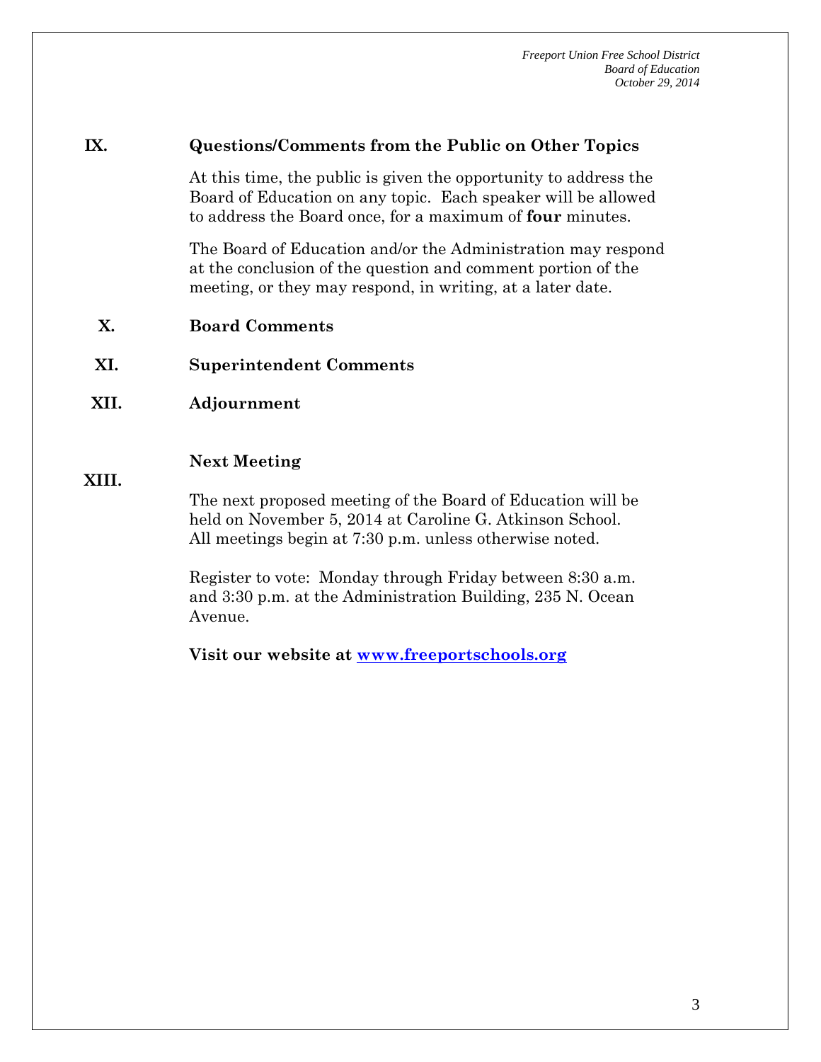## IX. Questions/Comments from the Public on Other Topics

At this time, the public is given the opportunity to address the Board of Education on any topic. Each speaker will be allowed to address the Board once, for a maximum of **four** minutes.

The Board of Education and/or the Administration may respond at the conclusion of the question and comment portion of the meeting, or they may respond, in writing, at a later date.

## X. Board Comments

## XI. Superintendent Comments

## XII. Adjournment

## XIII. Next Meeting

The next proposed meeting of the Board of Education will be held on November 5, 2014 at Caroline G. Atkinson School. All meetings begin at 7:30 p.m. unless otherwise noted.

Register to vote: Monday through Friday between 8:30 a.m. and 3:30 p.m. at the Administration Building, 235 N. Ocean Avenue.

**Visit our website at [www.freeportschools.org](http://www.freeportschools.org)**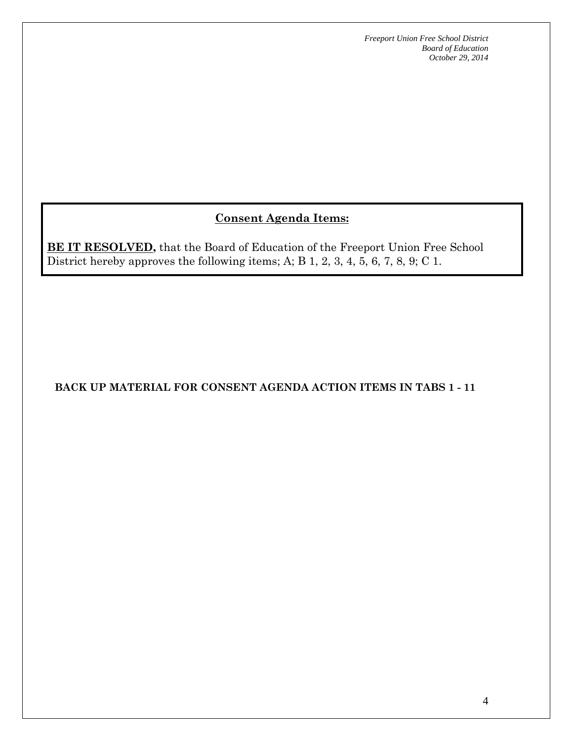## Consent Agenda Items:

**BE IT RESOLVED,** that the Board of Education of the Freeport Union Free School District hereby approves the following items; A; B 1, 2, 3, 4, 5, 6, 7, 8, 9; C 1.

**BACK UP MATERIAL FOR CONSENT AGENDA ACTION ITEMS IN TABS 1 - 11**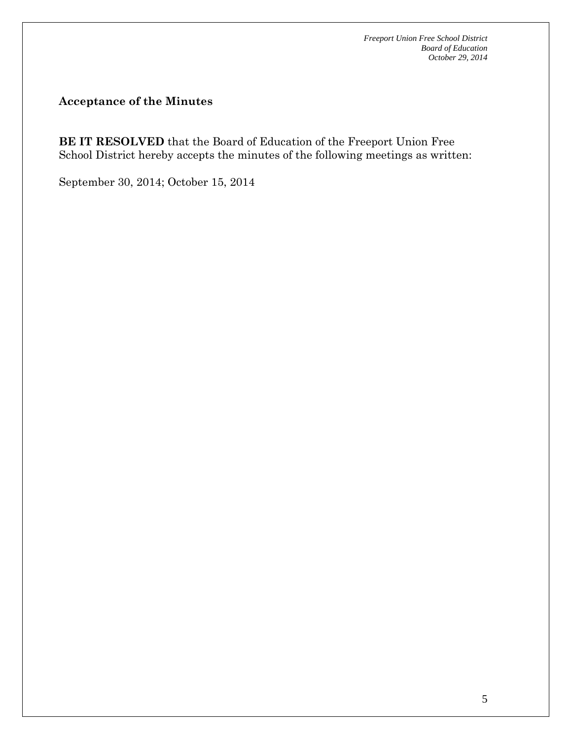## Acceptance of the Minutes

**BE IT RESOLVED** that the Board of Education of the Freeport Union Free School District hereby accepts the minutes of the following meetings as written:

September 30, 2014; October 15, 2014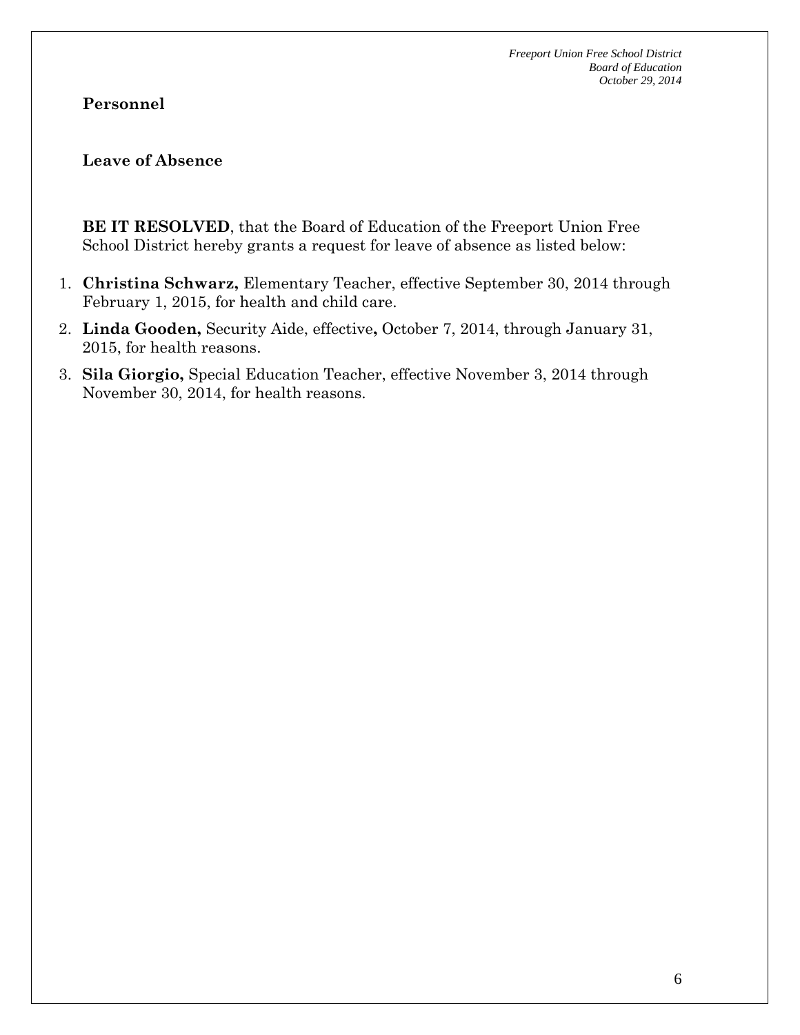**Personnel**

**Leave of Absence**

**BE IT RESOLVED**, that the Board of Education of the Freeport Union Free School District hereby grants a request for leave of absence as listed below:

1. **Christina Schwarz,** Elementary Teacher, effective September 30, 2014 through February 1, 2015, for health and child care.
2. **Linda Gooden,** Security Aide, effective**,** October 7, 2014, through January 31, 2015, for health reasons.
3. **Sila Giorgio,** Special Education Teacher, effective November 3, 2014 through November 30, 2014, for health reasons.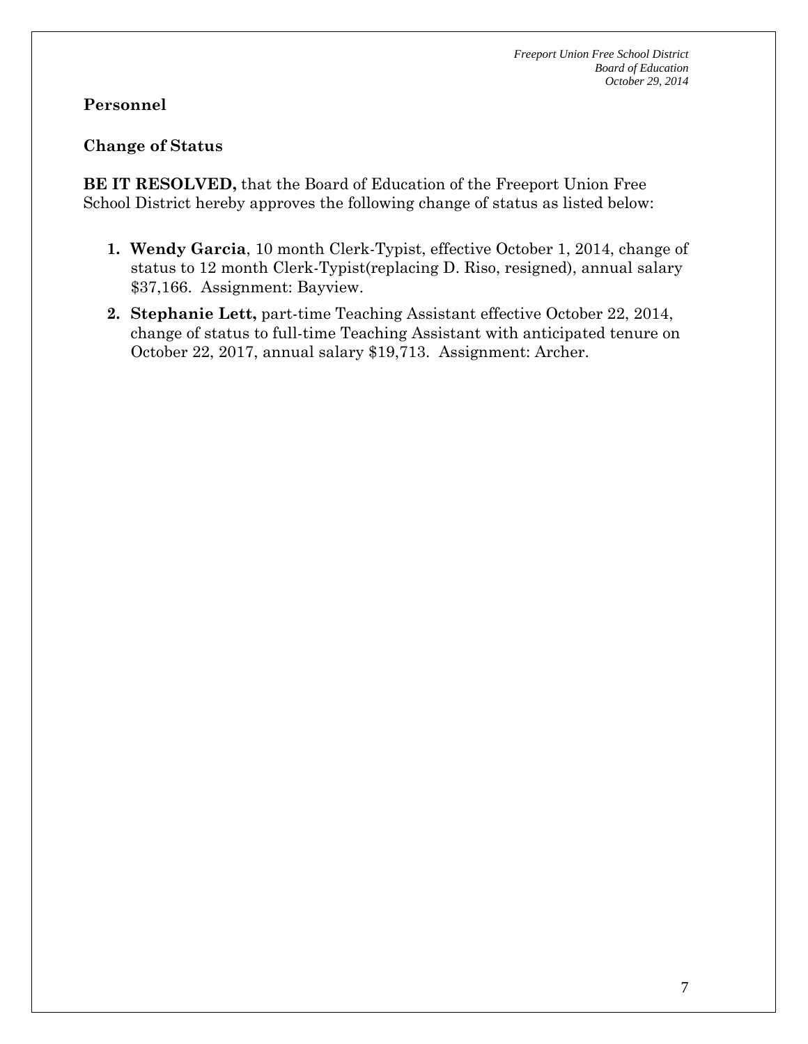## Personnel

### Change of Status

**BE IT RESOLVED,** that the Board of Education of the Freeport Union Free School District hereby approves the following change of status as listed below:

1. **Wendy Garcia**, 10 month Clerk-Typist, effective October 1, 2014, change of status to 12 month Clerk-Typist(replacing D. Riso, resigned), annual salary $37,166. Assignment: Bayview.
2. **Stephanie Lett,** part-time Teaching Assistant effective October 22, 2014, change of status to full-time Teaching Assistant with anticipated tenure on October 22, 2017, annual salary $19,713. Assignment: Archer.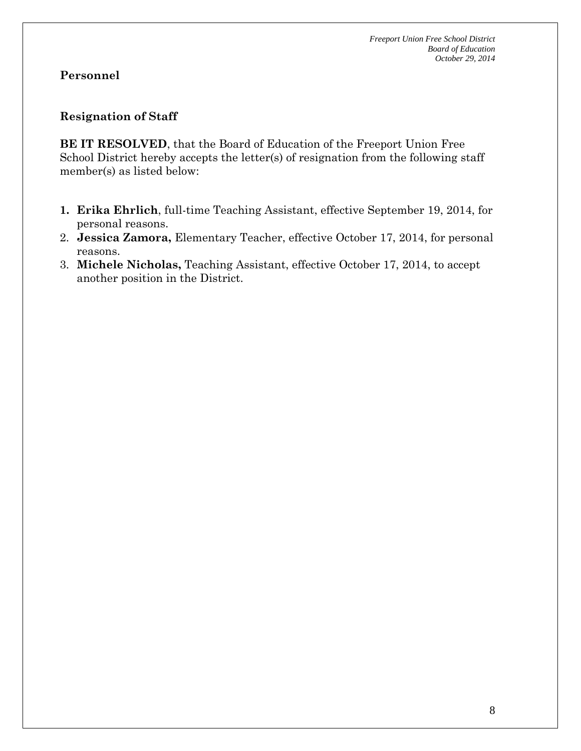## Personnel

### Resignation of Staff

**BE IT RESOLVED**, that the Board of Education of the Freeport Union Free School District hereby accepts the letter(s) of resignation from the following staff member(s) as listed below:

1. **Erika Ehrlich**, full-time Teaching Assistant, effective September 19, 2014, for personal reasons.
2. **Jessica Zamora,** Elementary Teacher, effective October 17, 2014, for personal reasons.
3. **Michele Nicholas,** Teaching Assistant, effective October 17, 2014, to accept another position in the District.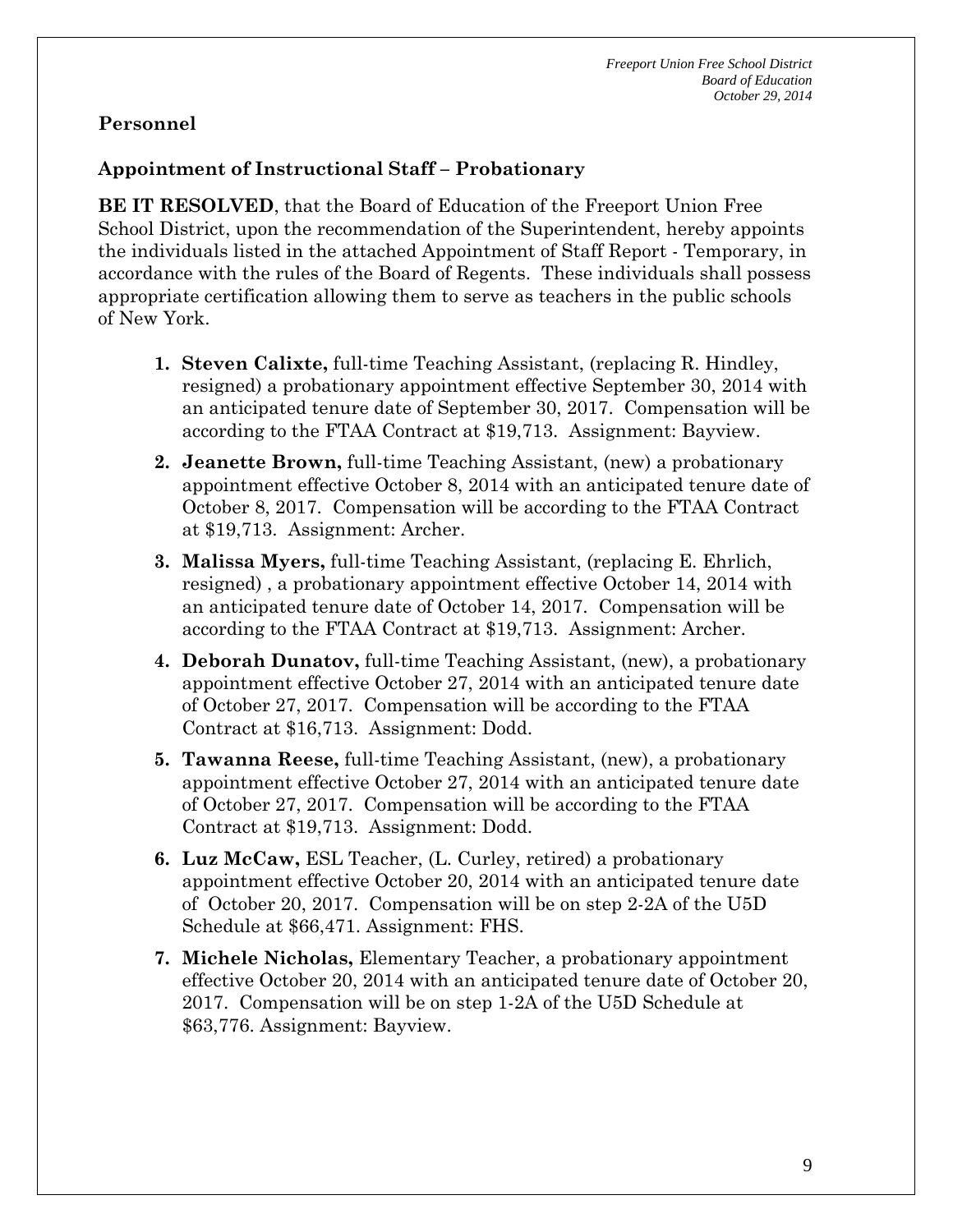## Personnel

### Appointment of Instructional Staff – Probationary

**BE IT RESOLVED**, that the Board of Education of the Freeport Union Free School District, upon the recommendation of the Superintendent, hereby appoints the individuals listed in the attached Appointment of Staff Report - Temporary, in accordance with the rules of the Board of Regents. These individuals shall possess appropriate certification allowing them to serve as teachers in the public schools of New York.

1. **Steven Calixte,** full-time Teaching Assistant, (replacing R. Hindley, resigned) a probationary appointment effective September 30, 2014 with an anticipated tenure date of September 30, 2017. Compensation will be according to the FTAA Contract at $19,713. Assignment: Bayview.
2. **Jeanette Brown,** full-time Teaching Assistant, (new) a probationary appointment effective October 8, 2014 with an anticipated tenure date of October 8, 2017. Compensation will be according to the FTAA Contract at $19,713. Assignment: Archer.
3. **Malissa Myers,** full-time Teaching Assistant, (replacing E. Ehrlich, resigned) , a probationary appointment effective October 14, 2014 with an anticipated tenure date of October 14, 2017. Compensation will be according to the FTAA Contract at $19,713. Assignment: Archer.
4. **Deborah Dunatov,** full-time Teaching Assistant, (new), a probationary appointment effective October 27, 2014 with an anticipated tenure date of October 27, 2017. Compensation will be according to the FTAA Contract at $16,713. Assignment: Dodd.
5. **Tawanna Reese,** full-time Teaching Assistant, (new), a probationary appointment effective October 27, 2014 with an anticipated tenure date of October 27, 2017. Compensation will be according to the FTAA Contract at $19,713. Assignment: Dodd.
6. **Luz McCaw,** ESL Teacher, (L. Curley, retired) a probationary appointment effective October 20, 2014 with an anticipated tenure date of October 20, 2017. Compensation will be on step 2-2A of the U5D Schedule at $66,471. Assignment: FHS.
7. **Michele Nicholas,** Elementary Teacher, a probationary appointment effective October 20, 2014 with an anticipated tenure date of October 20, 2017. Compensation will be on step 1-2A of the U5D Schedule at $63,776. Assignment: Bayview.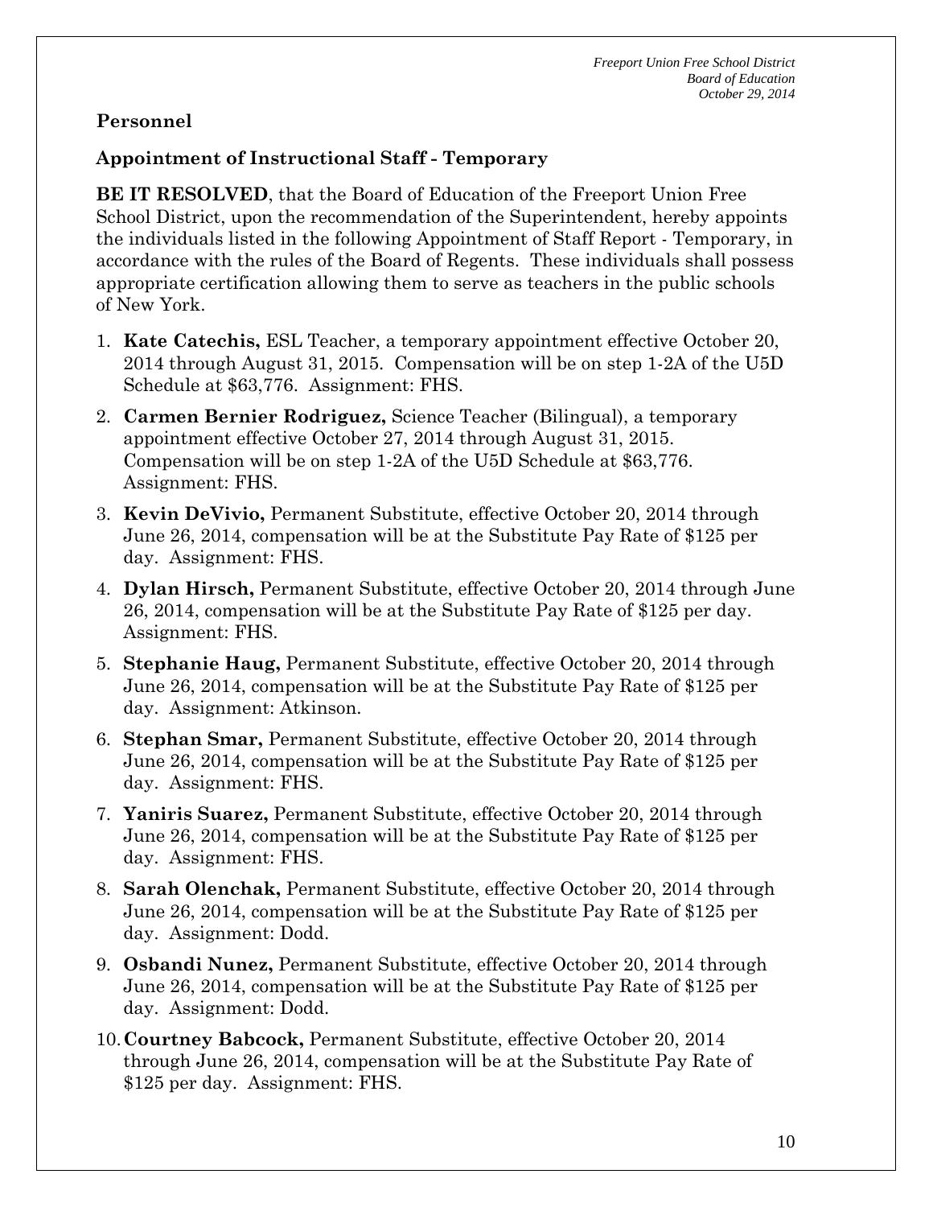## Personnel

### Appointment of Instructional Staff - Temporary

**BE IT RESOLVED**, that the Board of Education of the Freeport Union Free School District, upon the recommendation of the Superintendent, hereby appoints the individuals listed in the following Appointment of Staff Report - Temporary, in accordance with the rules of the Board of Regents. These individuals shall possess appropriate certification allowing them to serve as teachers in the public schools of New York.

1. **Kate Catechis,** ESL Teacher, a temporary appointment effective October 20, 2014 through August 31, 2015. Compensation will be on step 1-2A of the U5D Schedule at $63,776. Assignment: FHS.
2. **Carmen Bernier Rodriguez,** Science Teacher (Bilingual), a temporary appointment effective October 27, 2014 through August 31, 2015. Compensation will be on step 1-2A of the U5D Schedule at $63,776. Assignment: FHS.
3. **Kevin DeVivio,** Permanent Substitute, effective October 20, 2014 through June 26, 2014, compensation will be at the Substitute Pay Rate of $125 per day. Assignment: FHS.
4. **Dylan Hirsch,** Permanent Substitute, effective October 20, 2014 through June 26, 2014, compensation will be at the Substitute Pay Rate of $125 per day. Assignment: FHS.
5. **Stephanie Haug,** Permanent Substitute, effective October 20, 2014 through June 26, 2014, compensation will be at the Substitute Pay Rate of $125 per day. Assignment: Atkinson.
6. **Stephan Smar,** Permanent Substitute, effective October 20, 2014 through June 26, 2014, compensation will be at the Substitute Pay Rate of $125 per day. Assignment: FHS.
7. **Yaniris Suarez,** Permanent Substitute, effective October 20, 2014 through June 26, 2014, compensation will be at the Substitute Pay Rate of $125 per day. Assignment: FHS.
8. **Sarah Olenchak,** Permanent Substitute, effective October 20, 2014 through June 26, 2014, compensation will be at the Substitute Pay Rate of $125 per day. Assignment: Dodd.
9. **Osbandi Nunez,** Permanent Substitute, effective October 20, 2014 through June 26, 2014, compensation will be at the Substitute Pay Rate of $125 per day. Assignment: Dodd.
10. **Courtney Babcock,** Permanent Substitute, effective October 20, 2014 through June 26, 2014, compensation will be at the Substitute Pay Rate of $125 per day. Assignment: FHS.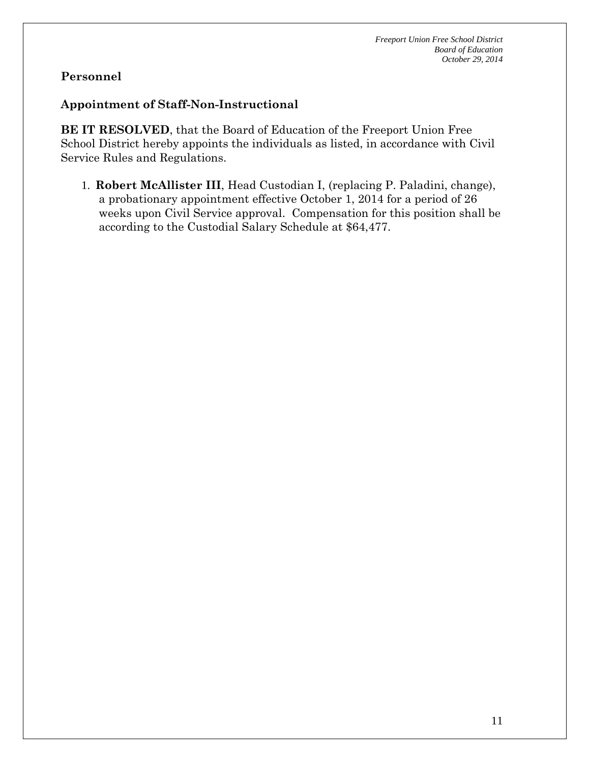## Personnel

### Appointment of Staff-Non-Instructional

**BE IT RESOLVED**, that the Board of Education of the Freeport Union Free School District hereby appoints the individuals as listed, in accordance with Civil Service Rules and Regulations.

1. **Robert McAllister III**, Head Custodian I, (replacing P. Paladini, change), a probationary appointment effective October 1, 2014 for a period of 26 weeks upon Civil Service approval. Compensation for this position shall be according to the Custodial Salary Schedule at $64,477.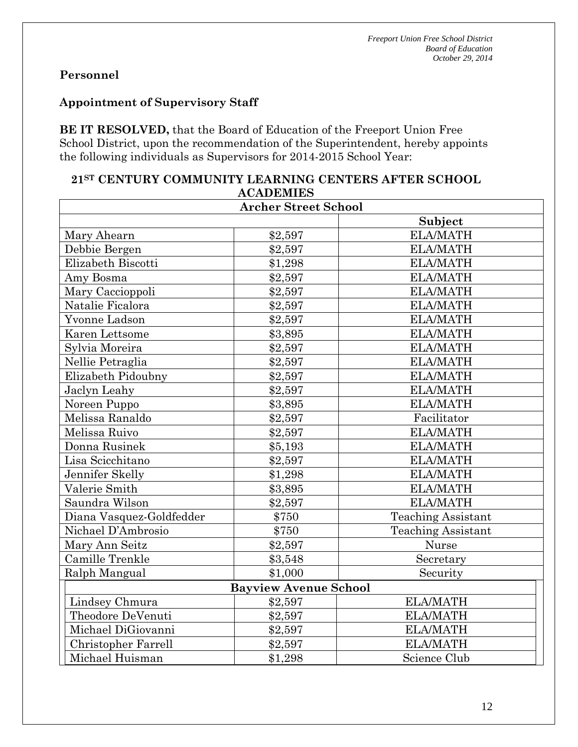## Personnel

### Appointment of Supervisory Staff

**BE IT RESOLVED,** that the Board of Education of the Freeport Union Free School District, upon the recommendation of the Superintendent, hereby appoints the following individuals as Supervisors for 2014-2015 School Year:

**21ST CENTURY COMMUNITY LEARNING CENTERS AFTER SCHOOL ACADEMIES**

| Archer Street School | | |
|---|---|---|
| | | **Subject** |
| Mary Ahearn | $2,597 | ELA/MATH |
| Debbie Bergen | $2,597 | ELA/MATH |
| Elizabeth Biscotti | $1,298 | ELA/MATH |
| Amy Bosma | $2,597 | ELA/MATH |
| Mary Caccioppoli | $2,597 | ELA/MATH |
| Natalie Ficalora | $2,597 | ELA/MATH |
| Yvonne Ladson | $2,597 | ELA/MATH |
| Karen Lettsome | $3,895 | ELA/MATH |
| Sylvia Moreira | $2,597 | ELA/MATH |
| Nellie Petraglia | $2,597 | ELA/MATH |
| Elizabeth Pidoubny | $2,597 | ELA/MATH |
| Jaclyn Leahy | $2,597 | ELA/MATH |
| Noreen Puppo | $3,895 | ELA/MATH |
| Melissa Ranaldo | $2,597 | Facilitator |
| Melissa Ruivo | $2,597 | ELA/MATH |
| Donna Rusinek | $5,193 | ELA/MATH |
| Lisa Scicchitano | $2,597 | ELA/MATH |
| Jennifer Skelly | $1,298 | ELA/MATH |
| Valerie Smith | $3,895 | ELA/MATH |
| Saundra Wilson | $2,597 | ELA/MATH |
| Diana Vasquez-Goldfedder | $750 | Teaching Assistant |
| Nichael D'Ambrosio | $750 | Teaching Assistant |
| Mary Ann Seitz | $2,597 | Nurse |
| Camille Trenkle | $3,548 | Secretary |
| Ralph Mangual | $1,000 | Security |
| **Bayview Avenue School** | | |
| Lindsey Chmura | $2,597 | ELA/MATH |
| Theodore DeVenuti | $2,597 | ELA/MATH |
| Michael DiGiovanni | $2,597 | ELA/MATH |
| Christopher Farrell | $2,597 | ELA/MATH |
| Michael Huisman | $1,298 | Science Club |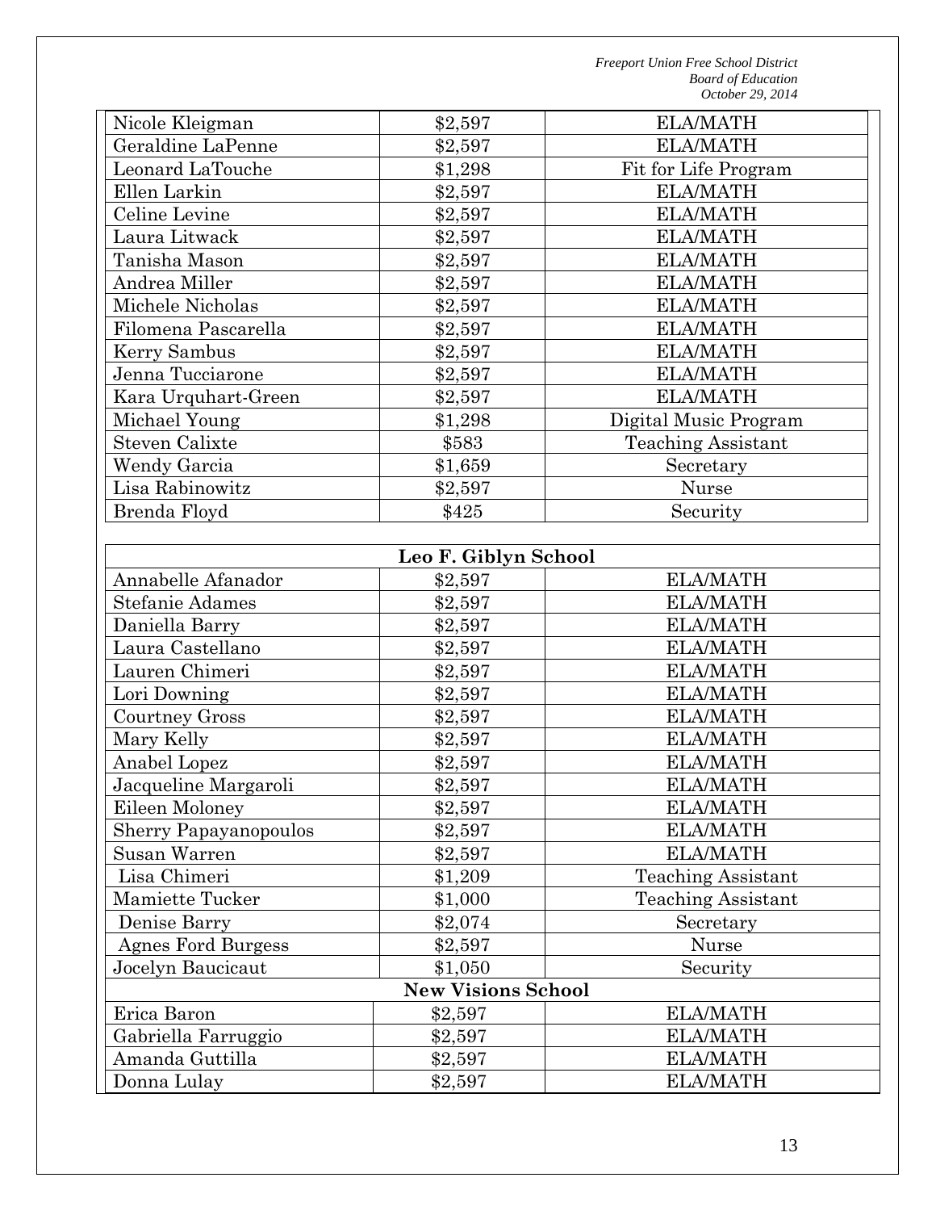| | | |
|---|---|---|
| Nicole Kleigman | $2,597 | ELA/MATH |
| Geraldine LaPenne | $2,597 | ELA/MATH |
| Leonard LaTouche | $1,298 | Fit for Life Program |
| Ellen Larkin | $2,597 | ELA/MATH |
| Celine Levine | $2,597 | ELA/MATH |
| Laura Litwack | $2,597 | ELA/MATH |
| Tanisha Mason | $2,597 | ELA/MATH |
| Andrea Miller | $2,597 | ELA/MATH |
| Michele Nicholas | $2,597 | ELA/MATH |
| Filomena Pascarella | $2,597 | ELA/MATH |
| Kerry Sambus | $2,597 | ELA/MATH |
| Jenna Tucciarone | $2,597 | ELA/MATH |
| Kara Urquhart-Green | $2,597 | ELA/MATH |
| Michael Young | $1,298 | Digital Music Program |
| Steven Calixte | $583 | Teaching Assistant |
| Wendy Garcia | $1,659 | Secretary |
| Lisa Rabinowitz | $2,597 | Nurse |
| Brenda Floyd | $425 | Security |

| **Leo F. Giblyn School** | | |
|---|---|---|
| Annabelle Afanador | $2,597 | ELA/MATH |
| Stefanie Adames | $2,597 | ELA/MATH |
| Daniella Barry | $2,597 | ELA/MATH |
| Laura Castellano | $2,597 | ELA/MATH |
| Lauren Chimeri | $2,597 | ELA/MATH |
| Lori Downing | $2,597 | ELA/MATH |
| Courtney Gross | $2,597 | ELA/MATH |
| Mary Kelly | $2,597 | ELA/MATH |
| Anabel Lopez | $2,597 | ELA/MATH |
| Jacqueline Margaroli | $2,597 | ELA/MATH |
| Eileen Moloney | $2,597 | ELA/MATH |
| Sherry Papayanopoulos | $2,597 | ELA/MATH |
| Susan Warren | $2,597 | ELA/MATH |
| Lisa Chimeri | $1,209 | Teaching Assistant |
| Mamiette Tucker | $1,000 | Teaching Assistant |
| Denise Barry | $2,074 | Secretary |
| Agnes Ford Burgess | $2,597 | Nurse |
| Jocelyn Baucicaut | $1,050 | Security |
| **New Visions School** | | |
| Erica Baron | $2,597 | ELA/MATH |
| Gabriella Farruggio | $2,597 | ELA/MATH |
| Amanda Guttilla | $2,597 | ELA/MATH |
| Donna Lulay | $2,597 | ELA/MATH |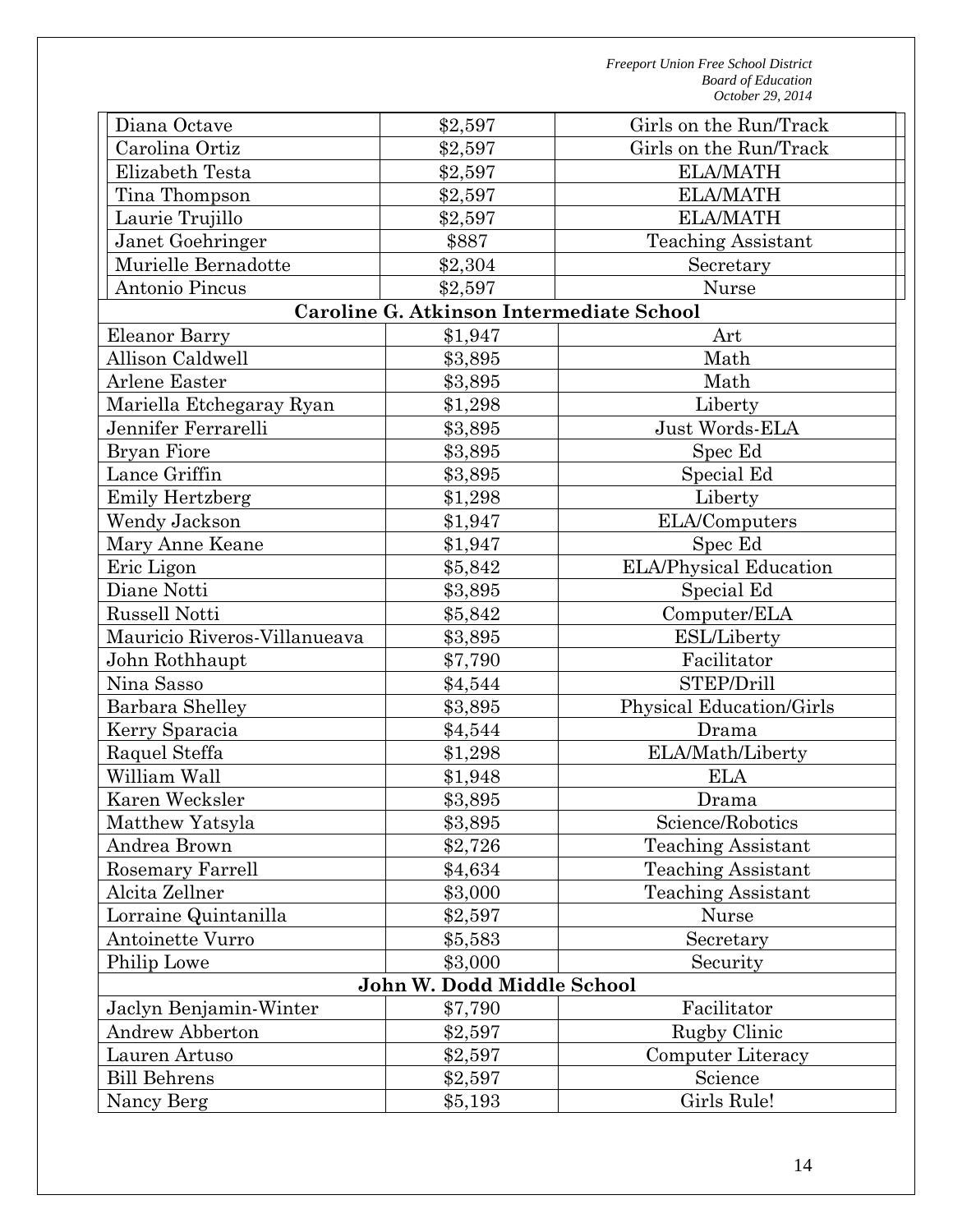| | | |
|---|---|---|
| Diana Octave | $2,597 | Girls on the Run/Track |
| Carolina Ortiz | $2,597 | Girls on the Run/Track |
| Elizabeth Testa | $2,597 | ELA/MATH |
| Tina Thompson | $2,597 | ELA/MATH |
| Laurie Trujillo | $2,597 | ELA/MATH |
| Janet Goehringer | $887 | Teaching Assistant |
| Murielle Bernadotte | $2,304 | Secretary |
| Antonio Pincus | $2,597 | Nurse |
| **Caroline G. Atkinson Intermediate School** | | |
| Eleanor Barry | $1,947 | Art |
| Allison Caldwell | $3,895 | Math |
| Arlene Easter | $3,895 | Math |
| Mariella Etchegaray Ryan | $1,298 | Liberty |
| Jennifer Ferrarelli | $3,895 | Just Words-ELA |
| Bryan Fiore | $3,895 | Spec Ed |
| Lance Griffin | $3,895 | Special Ed |
| Emily Hertzberg | $1,298 | Liberty |
| Wendy Jackson | $1,947 | ELA/Computers |
| Mary Anne Keane | $1,947 | Spec Ed |
| Eric Ligon | $5,842 | ELA/Physical Education |
| Diane Notti | $3,895 | Special Ed |
| Russell Notti | $5,842 | Computer/ELA |
| Mauricio Riveros-Villanueava | $3,895 | ESL/Liberty |
| John Rothhaupt | $7,790 | Facilitator |
| Nina Sasso | $4,544 | STEP/Drill |
| Barbara Shelley | $3,895 | Physical Education/Girls |
| Kerry Sparacia | $4,544 | Drama |
| Raquel Steffa | $1,298 | ELA/Math/Liberty |
| William Wall | $1,948 | ELA |
| Karen Wecksler | $3,895 | Drama |
| Matthew Yatsyla | $3,895 | Science/Robotics |
| Andrea Brown | $2,726 | Teaching Assistant |
| Rosemary Farrell | $4,634 | Teaching Assistant |
| Alcita Zellner | $3,000 | Teaching Assistant |
| Lorraine Quintanilla | $2,597 | Nurse |
| Antoinette Vurro | $5,583 | Secretary |
| Philip Lowe | $3,000 | Security |
| **John W. Dodd Middle School** | | |
| Jaclyn Benjamin-Winter | $7,790 | Facilitator |
| Andrew Abberton | $2,597 | Rugby Clinic |
| Lauren Artuso | $2,597 | Computer Literacy |
| Bill Behrens | $2,597 | Science |
| Nancy Berg | $5,193 | Girls Rule! |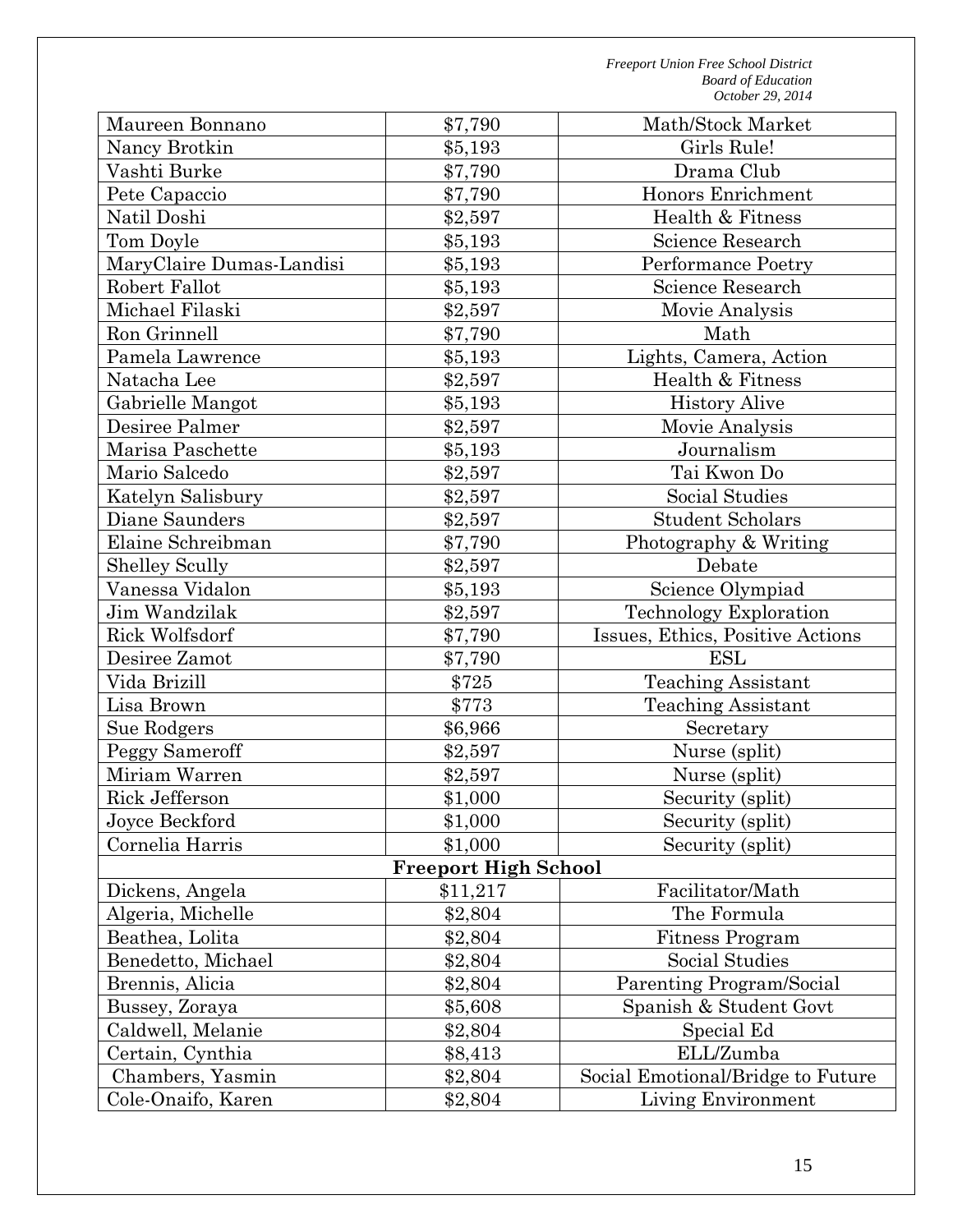| | | |
|---|---|---|
| Maureen Bonnano | $7,790 | Math/Stock Market |
| Nancy Brotkin | $5,193 | Girls Rule! |
| Vashti Burke | $7,790 | Drama Club |
| Pete Capaccio | $7,790 | Honors Enrichment |
| Natil Doshi | $2,597 | Health & Fitness |
| Tom Doyle | $5,193 | Science Research |
| MaryClaire Dumas-Landisi | $5,193 | Performance Poetry |
| Robert Fallot | $5,193 | Science Research |
| Michael Filaski | $2,597 | Movie Analysis |
| Ron Grinnell | $7,790 | Math |
| Pamela Lawrence | $5,193 | Lights, Camera, Action |
| Natacha Lee | $2,597 | Health & Fitness |
| Gabrielle Mangot | $5,193 | History Alive |
| Desiree Palmer | $2,597 | Movie Analysis |
| Marisa Paschette | $5,193 | Journalism |
| Mario Salcedo | $2,597 | Tai Kwon Do |
| Katelyn Salisbury | $2,597 | Social Studies |
| Diane Saunders | $2,597 | Student Scholars |
| Elaine Schreibman | $7,790 | Photography & Writing |
| Shelley Scully | $2,597 | Debate |
| Vanessa Vidalon | $5,193 | Science Olympiad |
| Jim Wandzilak | $2,597 | Technology Exploration |
| Rick Wolfsdorf | $7,790 | Issues, Ethics, Positive Actions |
| Desiree Zamot | $7,790 | ESL |
| Vida Brizill | $725 | Teaching Assistant |
| Lisa Brown | $773 | Teaching Assistant |
| Sue Rodgers | $6,966 | Secretary |
| Peggy Sameroff | $2,597 | Nurse (split) |
| Miriam Warren | $2,597 | Nurse (split) |
| Rick Jefferson | $1,000 | Security (split) |
| Joyce Beckford | $1,000 | Security (split) |
| Cornelia Harris | $1,000 | Security (split) |
| | **Freeport High School** | |
| Dickens, Angela | $11,217 | Facilitator/Math |
| Algeria, Michelle | $2,804 | The Formula |
| Beathea, Lolita | $2,804 | Fitness Program |
| Benedetto, Michael | $2,804 | Social Studies |
| Brennis, Alicia | $2,804 | Parenting Program/Social |
| Bussey, Zoraya | $5,608 | Spanish & Student Govt |
| Caldwell, Melanie | $2,804 | Special Ed |
| Certain, Cynthia | $8,413 | ELL/Zumba |
| Chambers, Yasmin | $2,804 | Social Emotional/Bridge to Future |
| Cole-Onaifo, Karen | $2,804 | Living Environment |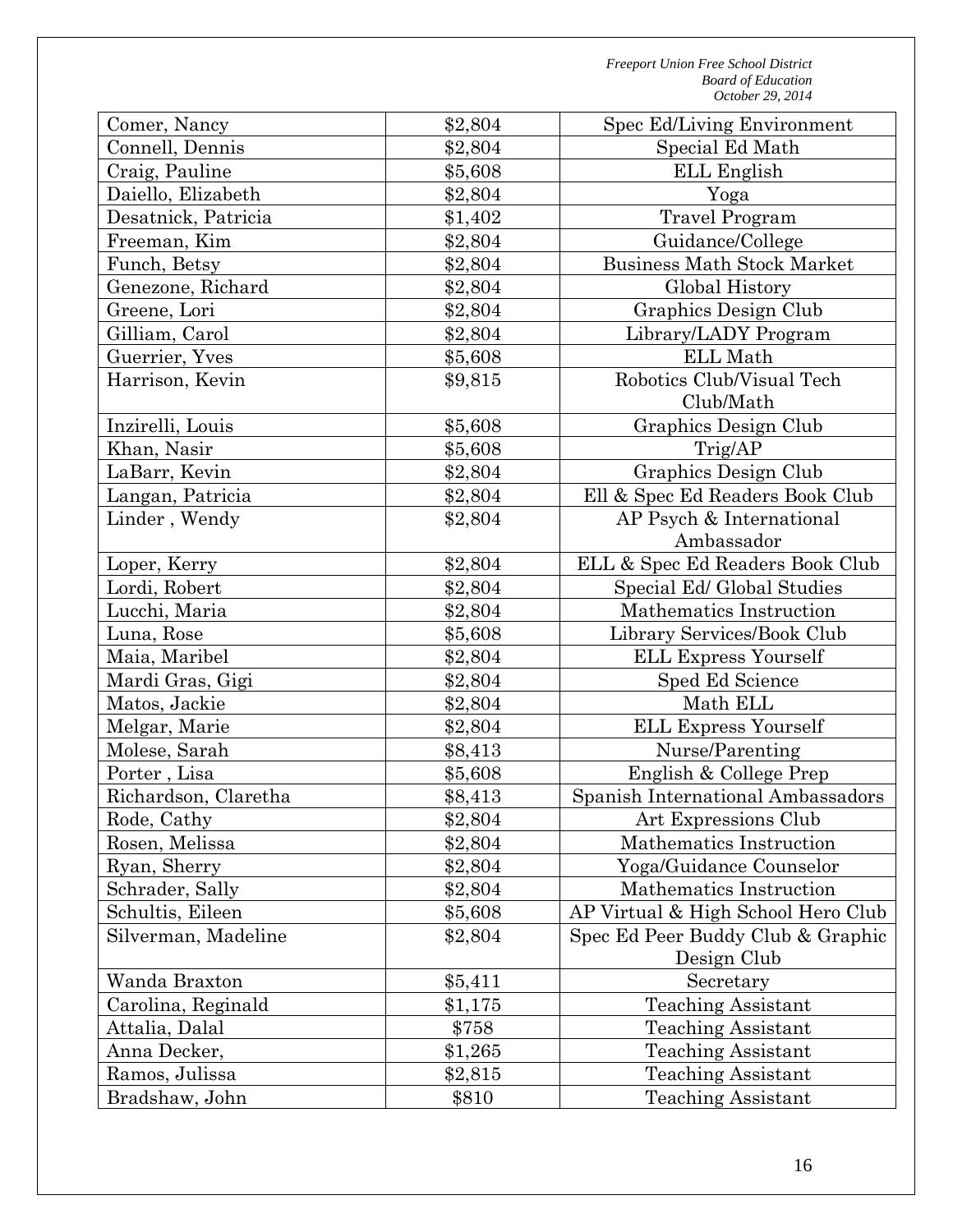| Comer, Nancy | $2,804 | Spec Ed/Living Environment |
|---|---|---|
| Connell, Dennis | $2,804 | Special Ed Math |
| Craig, Pauline | $5,608 | ELL English |
| Daiello, Elizabeth | $2,804 | Yoga |
| Desatnick, Patricia | $1,402 | Travel Program |
| Freeman, Kim | $2,804 | Guidance/College |
| Funch, Betsy | $2,804 | Business Math Stock Market |
| Genezone, Richard | $2,804 | Global History |
| Greene, Lori | $2,804 | Graphics Design Club |
| Gilliam, Carol | $2,804 | Library/LADY Program |
| Guerrier, Yves | $5,608 | ELL Math |
| Harrison, Kevin | $9,815 | Robotics Club/Visual Tech Club/Math |
| Inzirelli, Louis | $5,608 | Graphics Design Club |
| Khan, Nasir | $5,608 | Trig/AP |
| LaBarr, Kevin | $2,804 | Graphics Design Club |
| Langan, Patricia | $2,804 | Ell & Spec Ed Readers Book Club |
| Linder , Wendy | $2,804 | AP Psych & International Ambassador |
| Loper, Kerry | $2,804 | ELL & Spec Ed Readers Book Club |
| Lordi, Robert | $2,804 | Special Ed/ Global Studies |
| Lucchi, Maria | $2,804 | Mathematics Instruction |
| Luna, Rose | $5,608 | Library Services/Book Club |
| Maia, Maribel | $2,804 | ELL Express Yourself |
| Mardi Gras, Gigi | $2,804 | Sped Ed Science |
| Matos, Jackie | $2,804 | Math ELL |
| Melgar, Marie | $2,804 | ELL Express Yourself |
| Molese, Sarah | $8,413 | Nurse/Parenting |
| Porter , Lisa | $5,608 | English & College Prep |
| Richardson, Claretha | $8,413 | Spanish International Ambassadors |
| Rode, Cathy | $2,804 | Art Expressions Club |
| Rosen, Melissa | $2,804 | Mathematics Instruction |
| Ryan, Sherry | $2,804 | Yoga/Guidance Counselor |
| Schrader, Sally | $2,804 | Mathematics Instruction |
| Schultis, Eileen | $5,608 | AP Virtual & High School Hero Club |
| Silverman, Madeline | $2,804 | Spec Ed Peer Buddy Club & Graphic Design Club |
| Wanda Braxton | $5,411 | Secretary |
| Carolina, Reginald | $1,175 | Teaching Assistant |
| Attalia, Dalal | $758 | Teaching Assistant |
| Anna Decker, | $1,265 | Teaching Assistant |
| Ramos, Julissa | $2,815 | Teaching Assistant |
| Bradshaw, John | $810 | Teaching Assistant |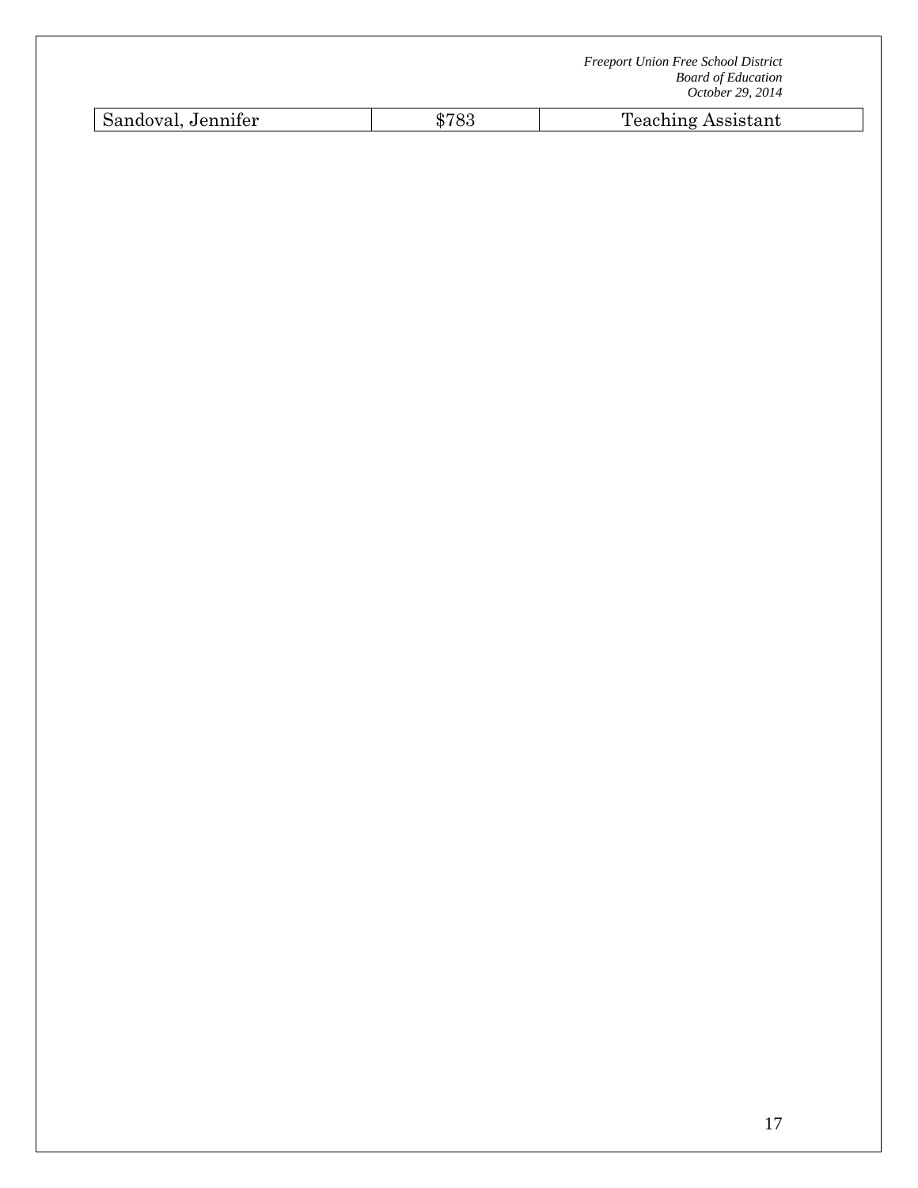| Sandoval, Jennifer | $783 | Teaching Assistant |
|---|---|---|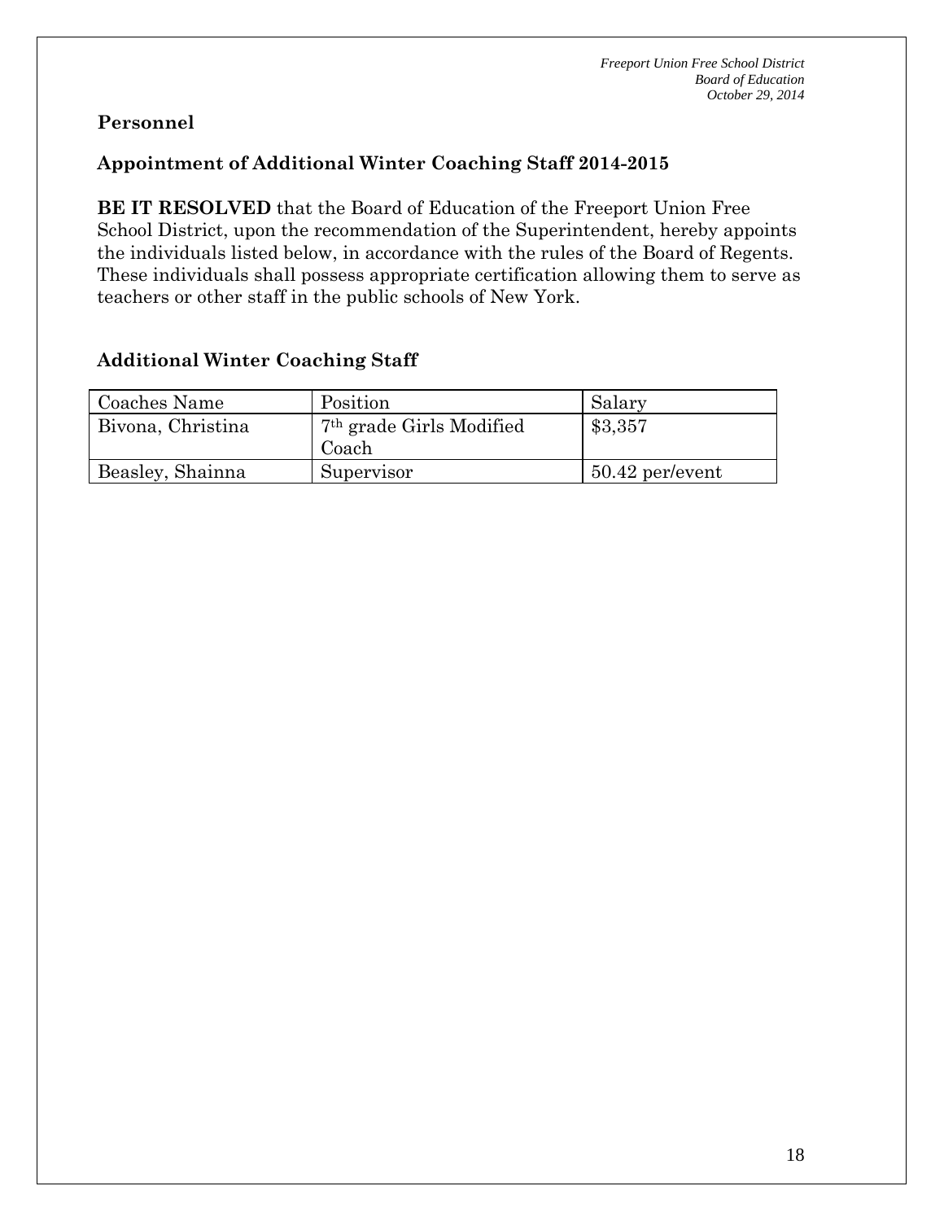## Personnel

### Appointment of Additional Winter Coaching Staff 2014-2015

**BE IT RESOLVED** that the Board of Education of the Freeport Union Free School District, upon the recommendation of the Superintendent, hereby appoints the individuals listed below, in accordance with the rules of the Board of Regents. These individuals shall possess appropriate certification allowing them to serve as teachers or other staff in the public schools of New York.

### Additional Winter Coaching Staff

| Coaches Name | Position | Salary |
| --- | --- | --- |
| Bivona, Christina | 7th grade Girls Modified Coach | $3,357 |
| Beasley, Shainna | Supervisor | 50.42 per/event |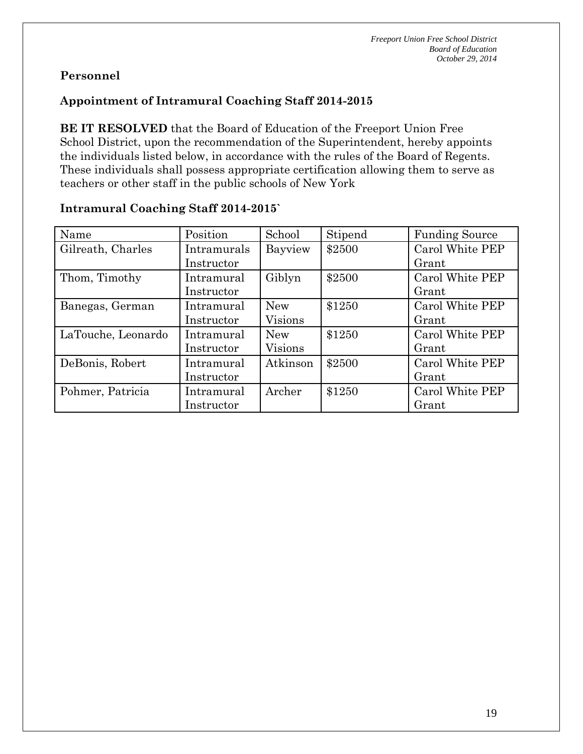## Personnel

### Appointment of Intramural Coaching Staff 2014-2015

**BE IT RESOLVED** that the Board of Education of the Freeport Union Free School District, upon the recommendation of the Superintendent, hereby appoints the individuals listed below, in accordance with the rules of the Board of Regents. These individuals shall possess appropriate certification allowing them to serve as teachers or other staff in the public schools of New York

### Intramural Coaching Staff 2014-2015`

| Name | Position | School | Stipend | Funding Source |
|---|---|---|---|---|
| Gilreath, Charles | Intramurals Instructor | Bayview | $2500 | Carol White PEP Grant |
| Thom, Timothy | Intramural Instructor | Giblyn | $2500 | Carol White PEP Grant |
| Banegas, German | Intramural Instructor | New Visions | $1250 | Carol White PEP Grant |
| LaTouche, Leonardo | Intramural Instructor | New Visions | $1250 | Carol White PEP Grant |
| DeBonis, Robert | Intramural Instructor | Atkinson | $2500 | Carol White PEP Grant |
| Pohmer, Patricia | Intramural Instructor | Archer | $1250 | Carol White PEP Grant |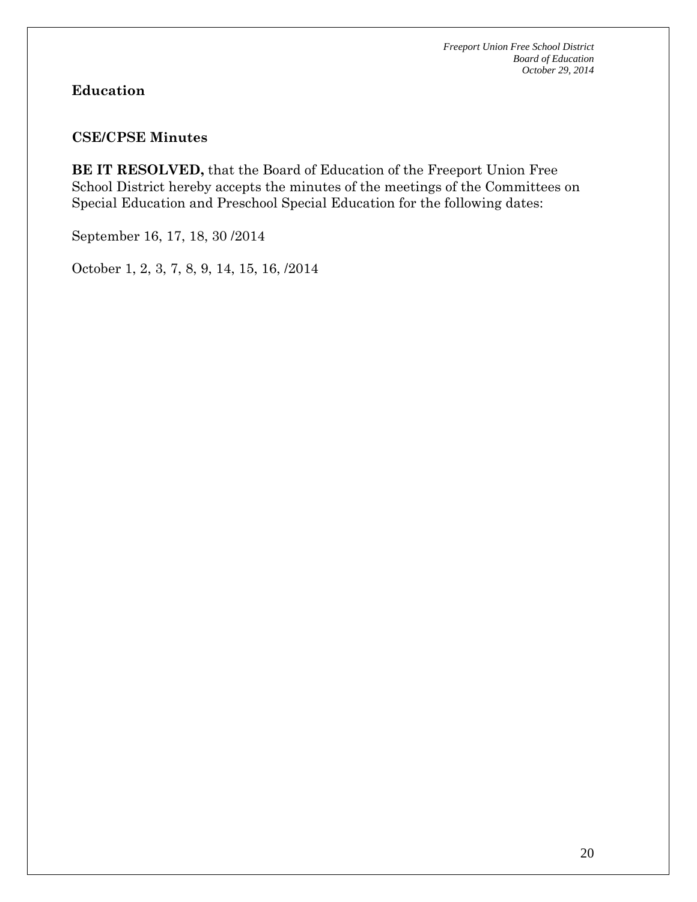## Education

### CSE/CPSE Minutes

**BE IT RESOLVED,** that the Board of Education of the Freeport Union Free School District hereby accepts the minutes of the meetings of the Committees on Special Education and Preschool Special Education for the following dates:

September 16, 17, 18, 30 /2014

October 1, 2, 3, 7, 8, 9, 14, 15, 16, /2014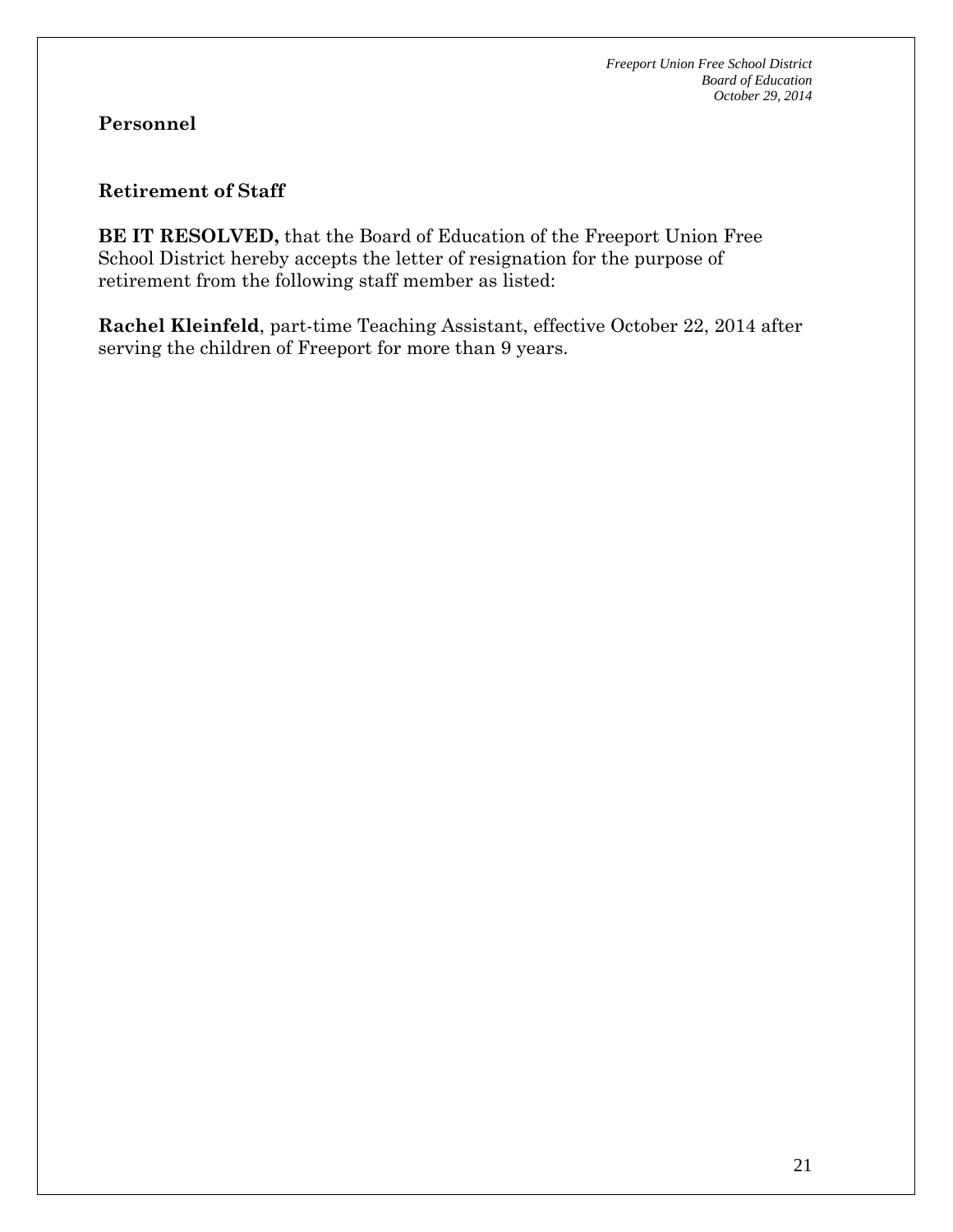## Personnel

### Retirement of Staff

**BE IT RESOLVED,** that the Board of Education of the Freeport Union Free School District hereby accepts the letter of resignation for the purpose of retirement from the following staff member as listed:

**Rachel Kleinfeld**, part-time Teaching Assistant, effective October 22, 2014 after serving the children of Freeport for more than 9 years.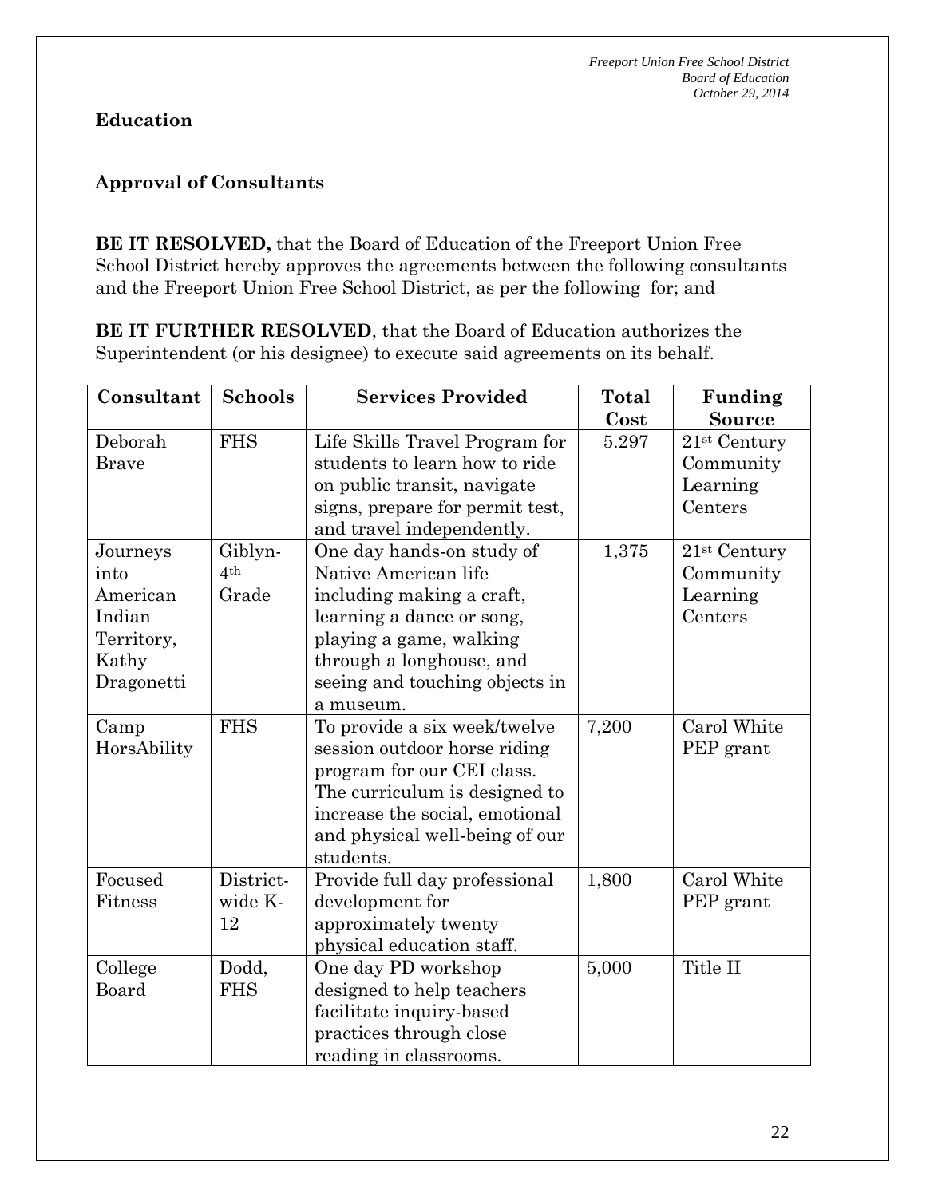**Education**

**Approval of Consultants**

**BE IT RESOLVED,** that the Board of Education of the Freeport Union Free School District hereby approves the agreements between the following consultants and the Freeport Union Free School District, as per the following for; and

**BE IT FURTHER RESOLVED**, that the Board of Education authorizes the Superintendent (or his designee) to execute said agreements on its behalf.

| Consultant | Schools | Services Provided | Total Cost | Funding Source |
|---|---|---|---|---|
| Deborah Brave | FHS | Life Skills Travel Program for students to learn how to ride on public transit, navigate signs, prepare for permit test, and travel independently. | 5.297 | 21st Century Community Learning Centers |
| Journeys into American Indian Territory, Kathy Dragonetti | Giblyn- 4th Grade | One day hands-on study of Native American life including making a craft, learning a dance or song, playing a game, walking through a longhouse, and seeing and touching objects in a museum. | 1,375 | 21st Century Community Learning Centers |
| Camp HorsAbility | FHS | To provide a six week/twelve session outdoor horse riding program for our CEI class. The curriculum is designed to increase the social, emotional and physical well-being of our students. | 7,200 | Carol White PEP grant |
| Focused Fitness | District-wide K-12 | Provide full day professional development for approximately twenty physical education staff. | 1,800 | Carol White PEP grant |
| College Board | Dodd, FHS | One day PD workshop designed to help teachers facilitate inquiry-based practices through close reading in classrooms. | 5,000 | Title II |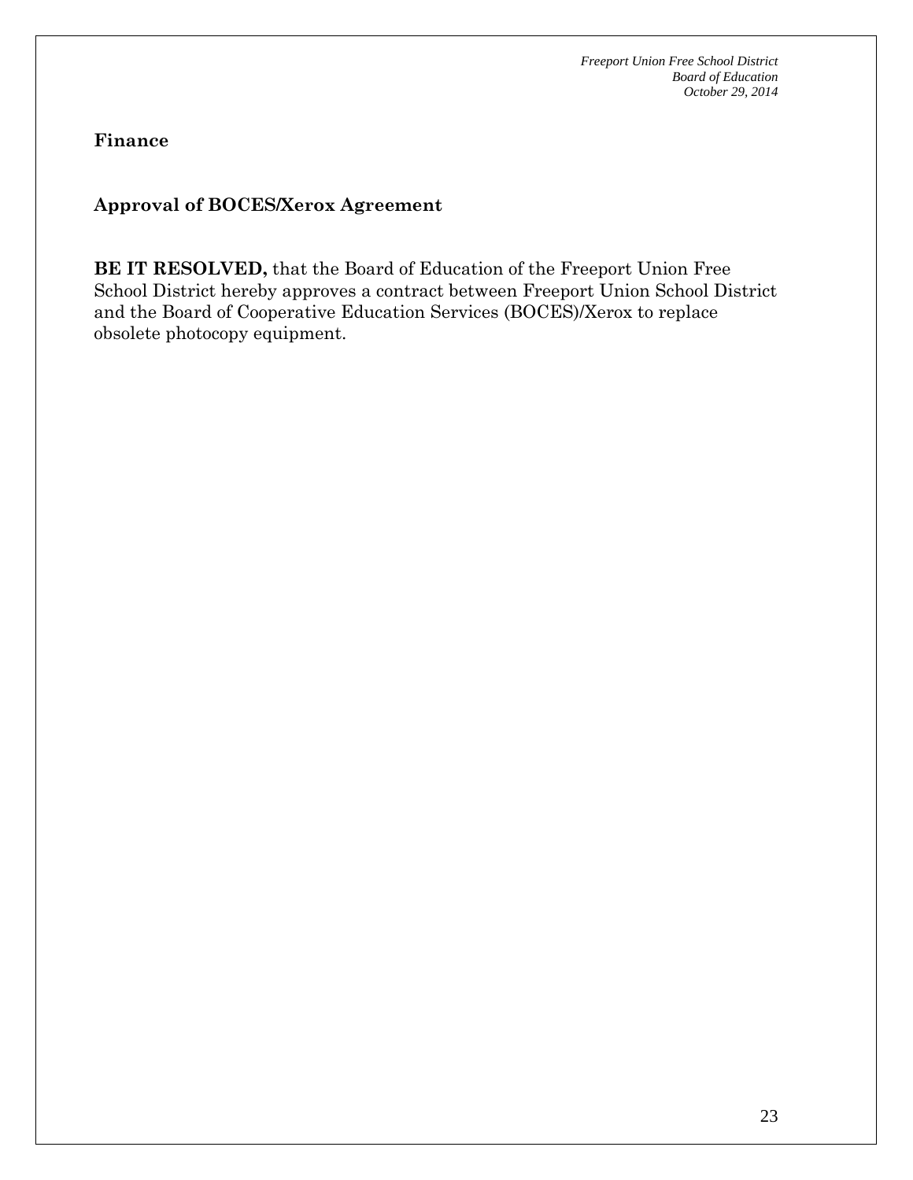## Finance

### Approval of BOCES/Xerox Agreement

**BE IT RESOLVED,** that the Board of Education of the Freeport Union Free School District hereby approves a contract between Freeport Union School District and the Board of Cooperative Education Services (BOCES)/Xerox to replace obsolete photocopy equipment.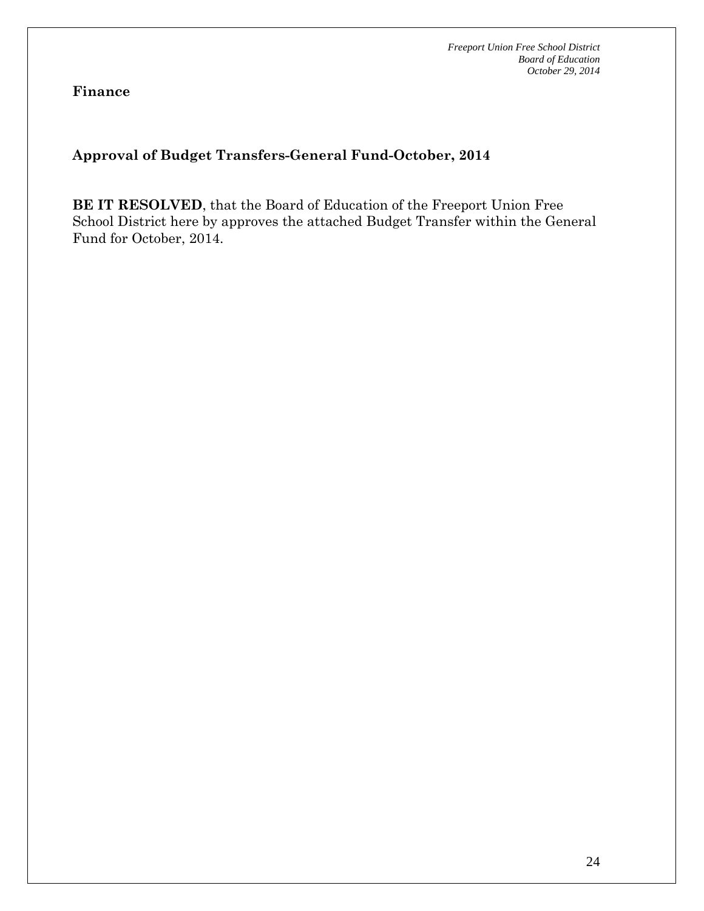**Finance**

**Approval of Budget Transfers-General Fund-October, 2014**

**BE IT RESOLVED**, that the Board of Education of the Freeport Union Free School District here by approves the attached Budget Transfer within the General Fund for October, 2014.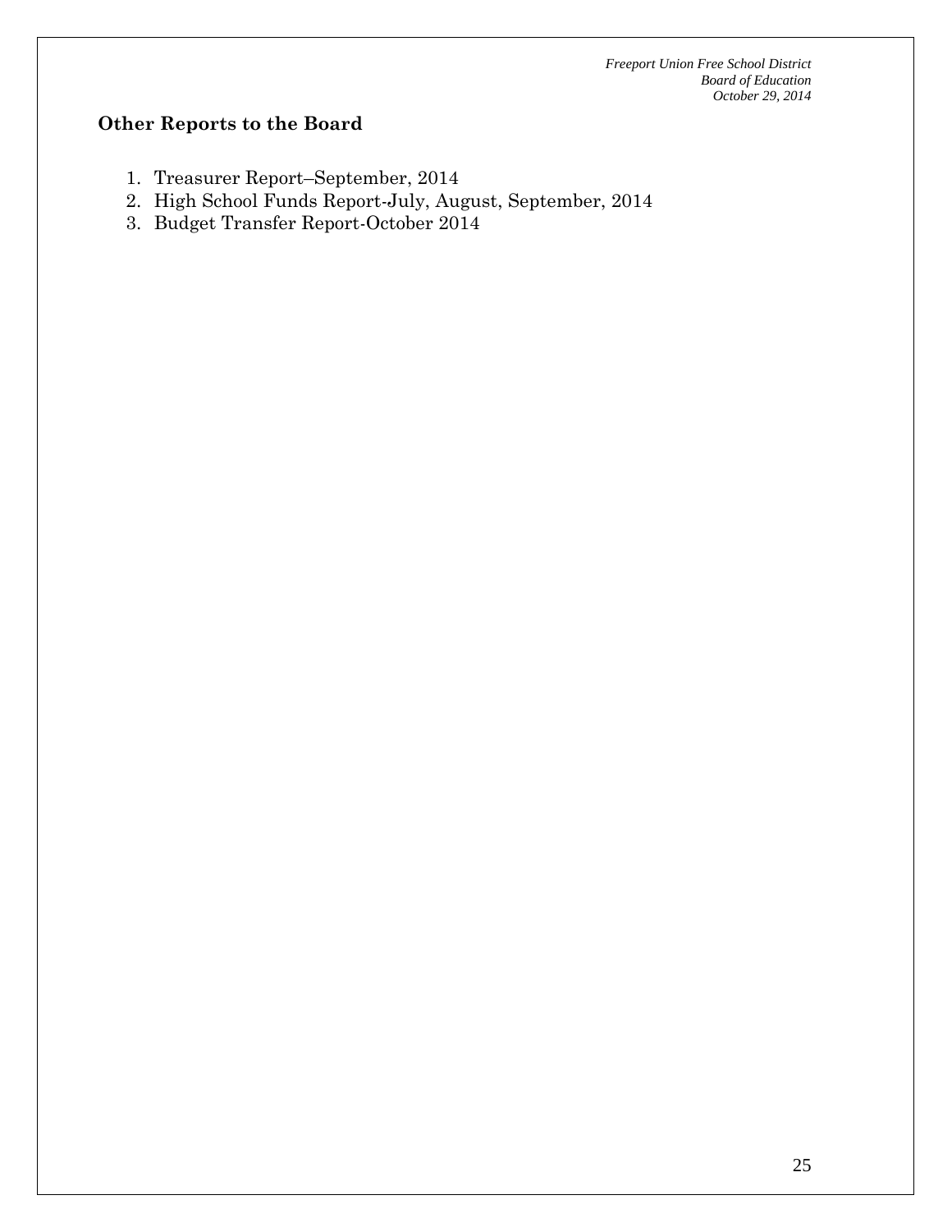## Other Reports to the Board

1. Treasurer Report–September, 2014
2. High School Funds Report-July, August, September, 2014
3. Budget Transfer Report-October 2014